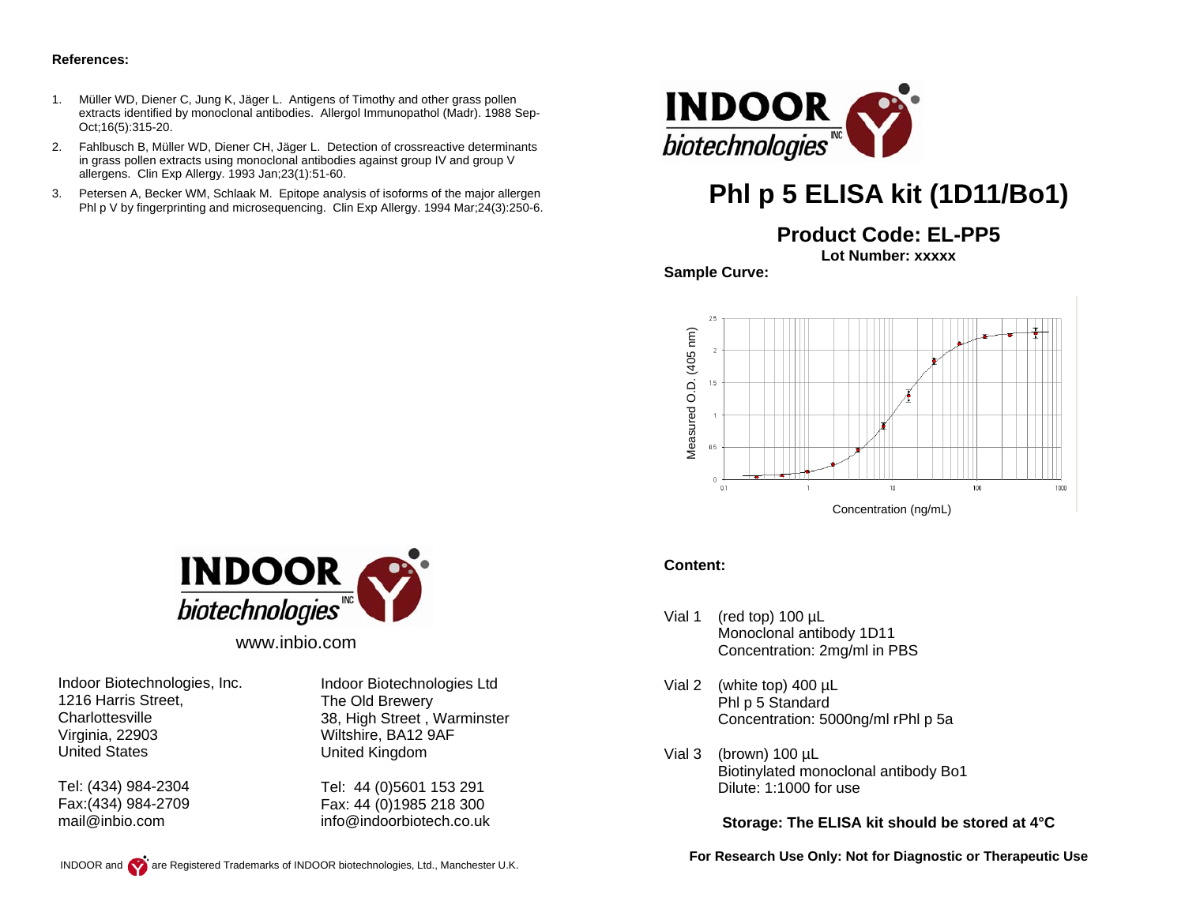**References:**

1. Müller WD, Diener C, Jung K, Jäger L. Antigens of Timothy and other grass pollen extracts identified by monoclonal antibodies. Allergol Immunopathol (Madr). 1988 Sep-Oct;16(5):315-20.
2. Fahlbusch B, Müller WD, Diener CH, Jäger L. Detection of crossreactive determinants in grass pollen extracts using monoclonal antibodies against group IV and group V allergens. Clin Exp Allergy. 1993 Jan;23(1):51-60.
3. Petersen A, Becker WM, Schlaak M. Epitope analysis of isoforms of the major allergen Phl p V by fingerprinting and microsequencing. Clin Exp Allergy. 1994 Mar;24(3):250-6.

INDOOR biotechnologies INC

www.inbio.com

Indoor Biotechnologies, Inc.
1216 Harris Street,
Charlottesville
Virginia, 22903
United States

Tel: (434) 984-2304
Fax:(434) 984-2709
mail@inbio.com

Indoor Biotechnologies Ltd
The Old Brewery
38, High Street , Warminster
Wiltshire, BA12 9AF
United Kingdom

Tel: 44 (0)5601 153 291
Fax: 44 (0)1985 218 300
info@indoorbiotech.co.uk

INDOOR and are Registered Trademarks of INDOOR biotechnologies, Ltd., Manchester U.K.

INDOOR biotechnologies INC

# Phl p 5 ELISA kit (1D11/Bo1)

## Product Code: EL-PP5

**Lot Number: xxxxx**

**Sample Curve:**

Measured O.D. (405 nm)

Concentration (ng/mL)

**Content:**

Vial 1 (red top) 100 µL
Monoclonal antibody 1D11
Concentration: 2mg/ml in PBS

Vial 2 (white top) 400 µL
Phl p 5 Standard
Concentration: 5000ng/ml rPhl p 5a

Vial 3 (brown) 100 µL
Biotinylated monoclonal antibody Bo1
Dilute: 1:1000 for use

**Storage: The ELISA kit should be stored at 4°C**

**For Research Use Only: Not for Diagnostic or Therapeutic Use**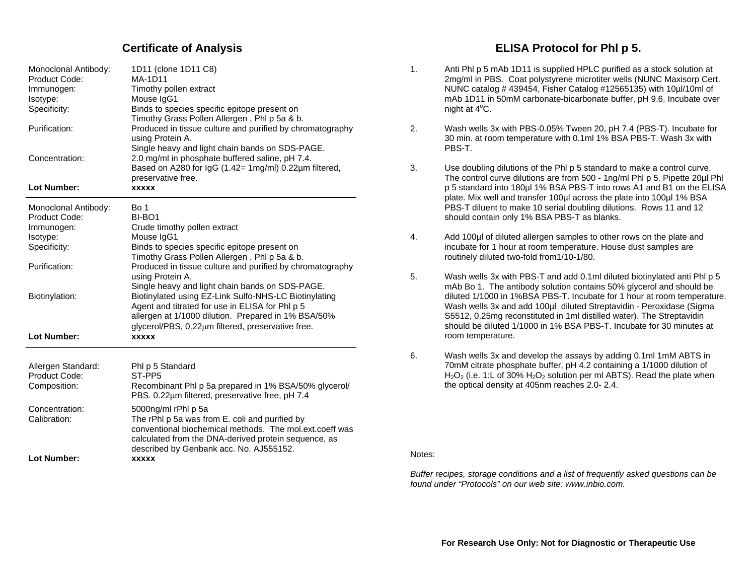## Certificate of Analysis

| | |
|---|---|
| Monoclonal Antibody: | 1D11 (clone 1D11 C8) |
| Product Code: | MA-1D11 |
| Immunogen: | Timothy pollen extract |
| Isotype: | Mouse IgG1 |
| Specificity: | Binds to species specific epitope present on Timothy Grass Pollen Allergen , Phl p 5a & b. |
| Purification: | Produced in tissue culture and purified by chromatography using Protein A. Single heavy and light chain bands on SDS-PAGE. |
| Concentration: | 2.0 mg/ml in phosphate buffered saline, pH 7.4. Based on A280 for IgG (1.42= 1mg/ml) 0.22µm filtered, preservative free. |
| **Lot Number:** | **xxxxx** |

| | |
|---|---|
| Monoclonal Antibody: | Bo 1 |
| Product Code: | BI-BO1 |
| Immunogen: | Crude timothy pollen extract |
| Isotype: | Mouse IgG1 |
| Specificity: | Binds to species specific epitope present on Timothy Grass Pollen Allergen , Phl p 5a & b. |
| Purification: | Produced in tissue culture and purified by chromatography using Protein A. Single heavy and light chain bands on SDS-PAGE. |
| Biotinylation: | Biotinylated using EZ-Link Sulfo-NHS-LC Biotinylating Agent and titrated for use in ELISA for Phl p 5 allergen at 1/1000 dilution. Prepared in 1% BSA/50% glycerol/PBS, 0.22µm filtered, preservative free. |
| **Lot Number:** | **xxxxx** |

| | |
|---|---|
| Allergen Standard: | Phl p 5 Standard |
| Product Code: | ST-PP5 |
| Composition: | Recombinant Phl p 5a prepared in 1% BSA/50% glycerol/ PBS. 0.22µm filtered, preservative free, pH 7.4 |
| Concentration: | 5000ng/ml rPhl p 5a |
| Calibration: | The rPhl p 5a was from E. coli and purified by conventional biochemical methods. The mol.ext.coeff was calculated from the DNA-derived protein sequence, as described by Genbank acc. No. AJ555152. |
| **Lot Number:** | **xxxxx** |

## ELISA Protocol for Phl p 5.

1. Anti Phl p 5 mAb 1D11 is supplied HPLC purified as a stock solution at 2mg/ml in PBS. Coat polystyrene microtiter wells (NUNC Maxisorp Cert. NUNC catalog # 439454, Fisher Catalog #12565135) with 10µl/10ml of mAb 1D11 in 50mM carbonate-bicarbonate buffer, pH 9.6. Incubate over night at 4°C.

2. Wash wells 3x with PBS-0.05% Tween 20, pH 7.4 (PBS-T). Incubate for 30 min. at room temperature with 0.1ml 1% BSA PBS-T. Wash 3x with PBS-T.

3. Use doubling dilutions of the Phl p 5 standard to make a control curve. The control curve dilutions are from 500 - 1ng/ml Phl p 5. Pipette 20µl Phl p 5 standard into 180µl 1% BSA PBS-T into rows A1 and B1 on the ELISA plate. Mix well and transfer 100µl across the plate into 100µl 1% BSA PBS-T diluent to make 10 serial doubling dilutions. Rows 11 and 12 should contain only 1% BSA PBS-T as blanks.

4. Add 100µl of diluted allergen samples to other rows on the plate and incubate for 1 hour at room temperature. House dust samples are routinely diluted two-fold from1/10-1/80.

5. Wash wells 3x with PBS-T and add 0.1ml diluted biotinylated anti Phl p 5 mAb Bo 1. The antibody solution contains 50% glycerol and should be diluted 1/1000 in 1%BSA PBS-T. Incubate for 1 hour at room temperature. Wash wells 3x and add 100µl diluted Streptavidin - Peroxidase (Sigma S5512, 0.25mg reconstituted in 1ml distilled water). The Streptavidin should be diluted 1/1000 in 1% BSA PBS-T. Incubate for 30 minutes at room temperature.

6. Wash wells 3x and develop the assays by adding 0.1ml 1mM ABTS in 70mM citrate phosphate buffer, pH 4.2 containing a 1/1000 dilution of $H_2O_2$ (i.e. 1:L of 30% $H_2O_2$ solution per ml ABTS). Read the plate when the optical density at 405nm reaches 2.0- 2.4.

Notes:

*Buffer recipes, storage conditions and a list of frequently asked questions can be found under "Protocols" on our web site: www.inbio.com.*

**For Research Use Only: Not for Diagnostic or Therapeutic Use**